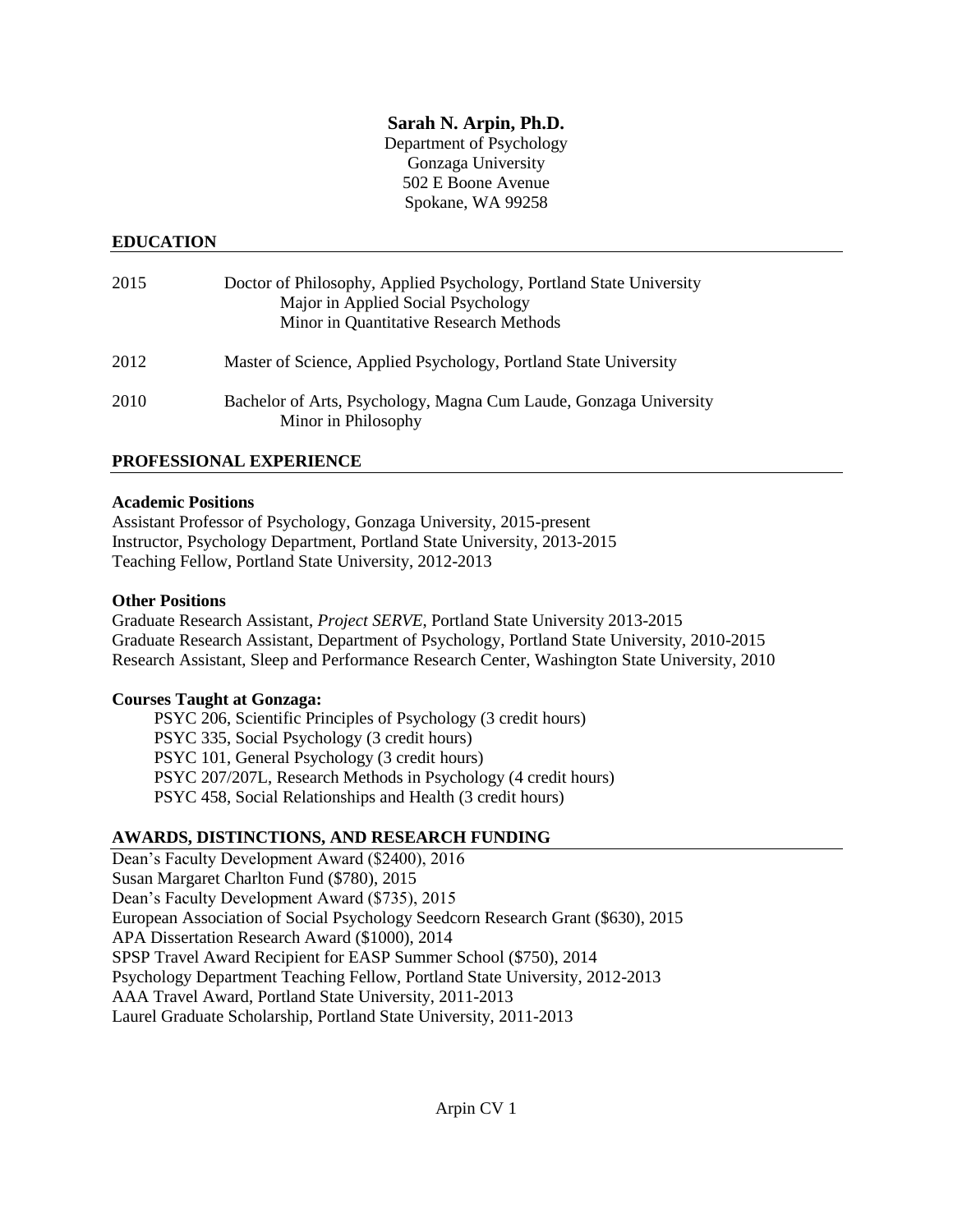# Sarah N. Arpin, Ph.D.

Department of Psychology
Gonzaga University
502 E Boone Avenue
Spokane, WA 99258

## EDUCATION

2015 Doctor of Philosophy, Applied Psychology, Portland State University
Major in Applied Social Psychology
Minor in Quantitative Research Methods

2012 Master of Science, Applied Psychology, Portland State University

2010 Bachelor of Arts, Psychology, Magna Cum Laude, Gonzaga University
Minor in Philosophy

## PROFESSIONAL EXPERIENCE

**Academic Positions**

Assistant Professor of Psychology, Gonzaga University, 2015-present
Instructor, Psychology Department, Portland State University, 2013-2015
Teaching Fellow, Portland State University, 2012-2013

**Other Positions**

Graduate Research Assistant, *Project SERVE*, Portland State University 2013-2015
Graduate Research Assistant, Department of Psychology, Portland State University, 2010-2015
Research Assistant, Sleep and Performance Research Center, Washington State University, 2010

**Courses Taught at Gonzaga:**

PSYC 206, Scientific Principles of Psychology (3 credit hours)
PSYC 335, Social Psychology (3 credit hours)
PSYC 101, General Psychology (3 credit hours)
PSYC 207/207L, Research Methods in Psychology (4 credit hours)
PSYC 458, Social Relationships and Health (3 credit hours)

## AWARDS, DISTINCTIONS, AND RESEARCH FUNDING

Dean's Faculty Development Award ($2400), 2016
Susan Margaret Charlton Fund ($780), 2015
Dean's Faculty Development Award ($735), 2015
European Association of Social Psychology Seedcorn Research Grant ($630), 2015
APA Dissertation Research Award ($1000), 2014
SPSP Travel Award Recipient for EASP Summer School ($750), 2014
Psychology Department Teaching Fellow, Portland State University, 2012-2013
AAA Travel Award, Portland State University, 2011-2013
Laurel Graduate Scholarship, Portland State University, 2011-2013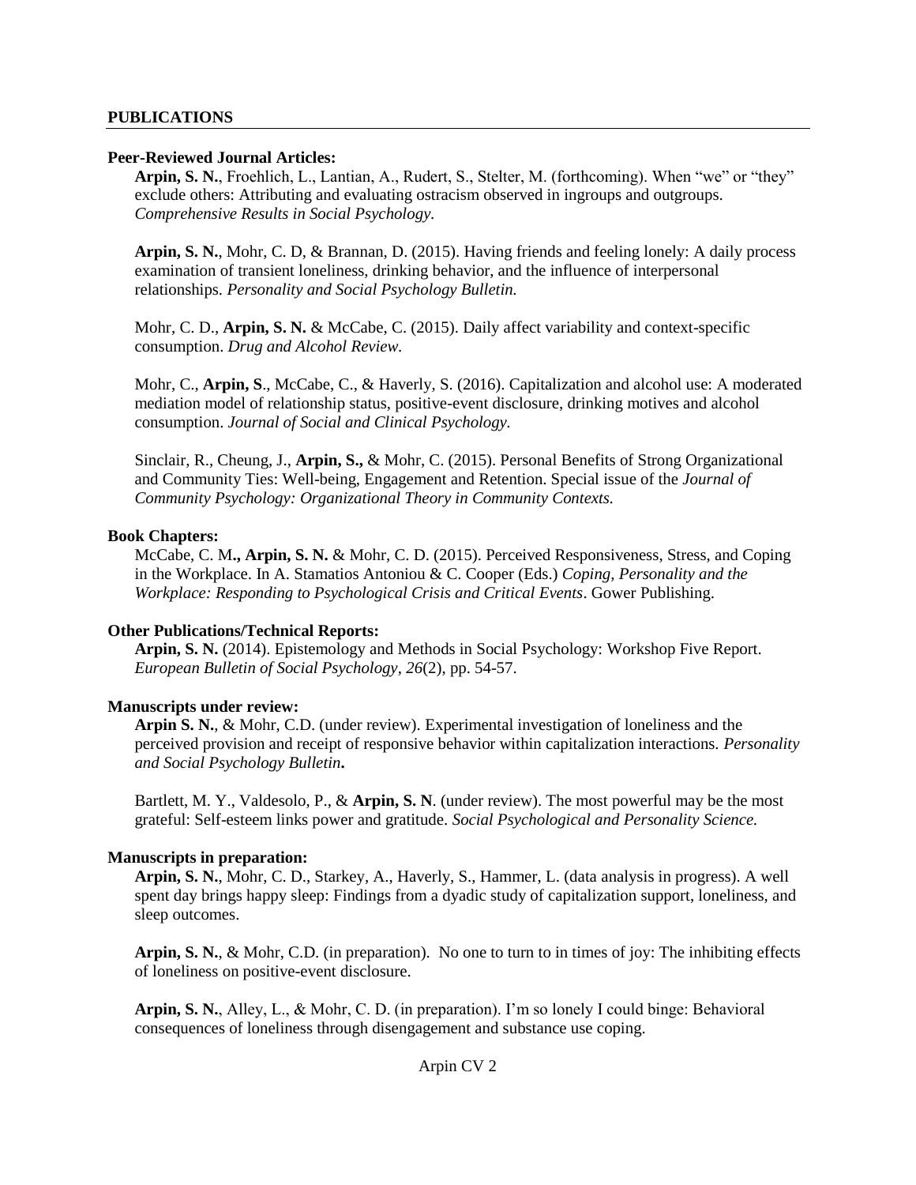## PUBLICATIONS

### Peer-Reviewed Journal Articles:

**Arpin, S. N.**, Froehlich, L., Lantian, A., Rudert, S., Stelter, M. (forthcoming). When "we" or "they" exclude others: Attributing and evaluating ostracism observed in ingroups and outgroups. *Comprehensive Results in Social Psychology.*

**Arpin, S. N.**, Mohr, C. D, & Brannan, D. (2015). Having friends and feeling lonely: A daily process examination of transient loneliness, drinking behavior, and the influence of interpersonal relationships. *Personality and Social Psychology Bulletin.*

Mohr, C. D., **Arpin, S. N.** & McCabe, C. (2015). Daily affect variability and context-specific consumption. *Drug and Alcohol Review.*

Mohr, C., **Arpin, S**., McCabe, C., & Haverly, S. (2016). Capitalization and alcohol use: A moderated mediation model of relationship status, positive-event disclosure, drinking motives and alcohol consumption. *Journal of Social and Clinical Psychology.*

Sinclair, R., Cheung, J., **Arpin, S.,** & Mohr, C. (2015). Personal Benefits of Strong Organizational and Community Ties: Well-being, Engagement and Retention. Special issue of the *Journal of Community Psychology: Organizational Theory in Community Contexts.*

### Book Chapters:

McCabe, C. M**., Arpin, S. N.** & Mohr, C. D. (2015). Perceived Responsiveness, Stress, and Coping in the Workplace. In A. Stamatios Antoniou & C. Cooper (Eds.) *Coping, Personality and the Workplace: Responding to Psychological Crisis and Critical Events*. Gower Publishing.

### Other Publications/Technical Reports:

**Arpin, S. N.** (2014). Epistemology and Methods in Social Psychology: Workshop Five Report. *European Bulletin of Social Psychology*, *26*(2), pp. 54-57.

### Manuscripts under review:

**Arpin S. N.**, & Mohr, C.D. (under review). Experimental investigation of loneliness and the perceived provision and receipt of responsive behavior within capitalization interactions. *Personality and Social Psychology Bulletin***.**

Bartlett, M. Y., Valdesolo, P., & **Arpin, S. N**. (under review). The most powerful may be the most grateful: Self-esteem links power and gratitude. *Social Psychological and Personality Science.*

### Manuscripts in preparation:

**Arpin, S. N.**, Mohr, C. D., Starkey, A., Haverly, S., Hammer, L. (data analysis in progress). A well spent day brings happy sleep: Findings from a dyadic study of capitalization support, loneliness, and sleep outcomes.

**Arpin, S. N.**, & Mohr, C.D. (in preparation). No one to turn to in times of joy: The inhibiting effects of loneliness on positive-event disclosure.

**Arpin, S. N.**, Alley, L., & Mohr, C. D. (in preparation). I'm so lonely I could binge: Behavioral consequences of loneliness through disengagement and substance use coping.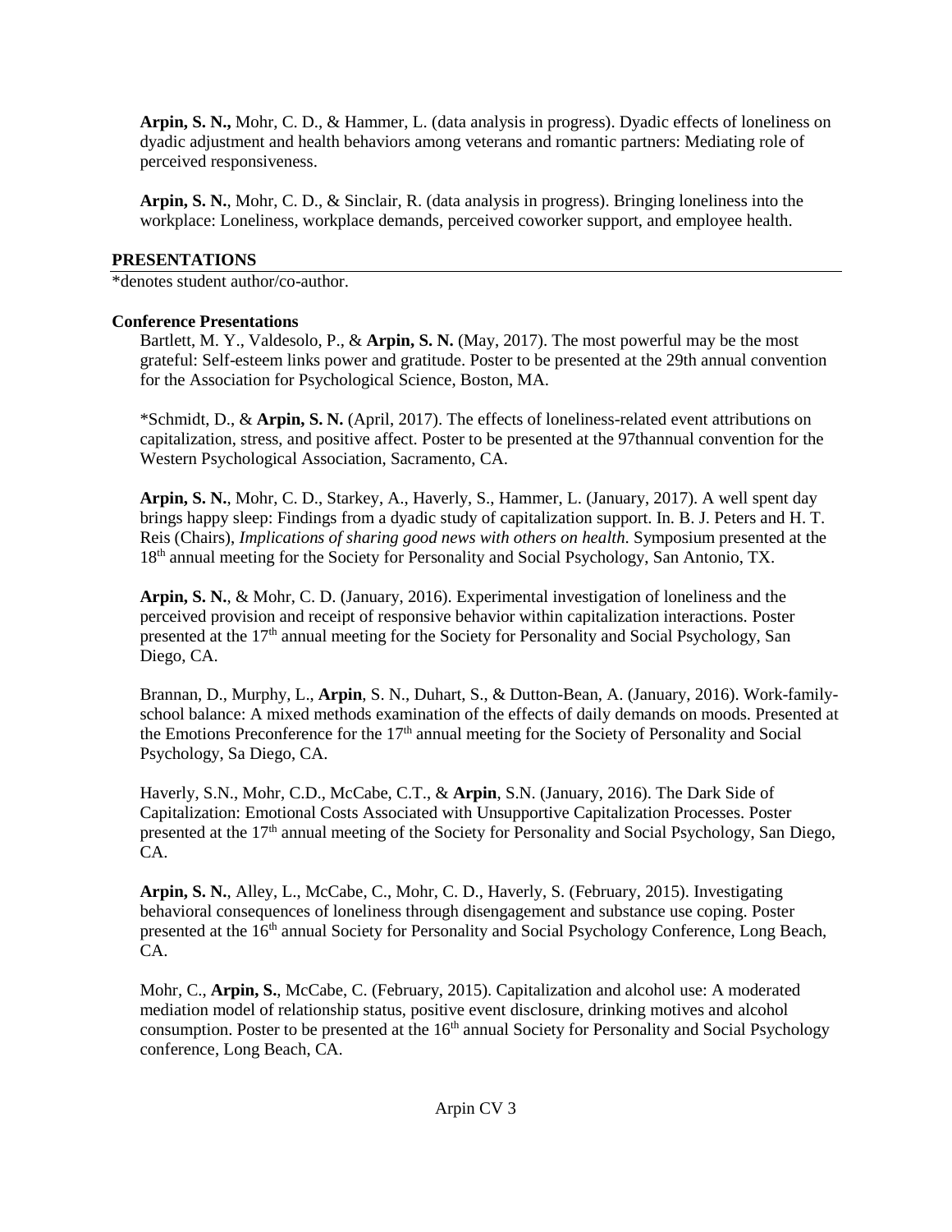**Arpin, S. N.,** Mohr, C. D., & Hammer, L. (data analysis in progress). Dyadic effects of loneliness on dyadic adjustment and health behaviors among veterans and romantic partners: Mediating role of perceived responsiveness.

**Arpin, S. N.**, Mohr, C. D., & Sinclair, R. (data analysis in progress). Bringing loneliness into the workplace: Loneliness, workplace demands, perceived coworker support, and employee health.

## PRESENTATIONS

*denotes student author/co-author.

### Conference Presentations

Bartlett, M. Y., Valdesolo, P., & **Arpin, S. N.** (May, 2017). The most powerful may be the most grateful: Self-esteem links power and gratitude. Poster to be presented at the 29th annual convention for the Association for Psychological Science, Boston, MA.

*Schmidt, D., & **Arpin, S. N.** (April, 2017). The effects of loneliness-related event attributions on capitalization, stress, and positive affect. Poster to be presented at the 97thannual convention for the Western Psychological Association, Sacramento, CA.

**Arpin, S. N.**, Mohr, C. D., Starkey, A., Haverly, S., Hammer, L. (January, 2017). A well spent day brings happy sleep: Findings from a dyadic study of capitalization support. In. B. J. Peters and H. T. Reis (Chairs), *Implications of sharing good news with others on health*. Symposium presented at the 18th annual meeting for the Society for Personality and Social Psychology, San Antonio, TX.

**Arpin, S. N.**, & Mohr, C. D. (January, 2016). Experimental investigation of loneliness and the perceived provision and receipt of responsive behavior within capitalization interactions. Poster presented at the 17th annual meeting for the Society for Personality and Social Psychology, San Diego, CA.

Brannan, D., Murphy, L., **Arpin**, S. N., Duhart, S., & Dutton-Bean, A. (January, 2016). Work-family-school balance: A mixed methods examination of the effects of daily demands on moods. Presented at the Emotions Preconference for the 17th annual meeting for the Society of Personality and Social Psychology, Sa Diego, CA.

Haverly, S.N., Mohr, C.D., McCabe, C.T., & **Arpin**, S.N. (January, 2016). The Dark Side of Capitalization: Emotional Costs Associated with Unsupportive Capitalization Processes. Poster presented at the 17th annual meeting of the Society for Personality and Social Psychology, San Diego, CA.

**Arpin, S. N.**, Alley, L., McCabe, C., Mohr, C. D., Haverly, S. (February, 2015). Investigating behavioral consequences of loneliness through disengagement and substance use coping. Poster presented at the 16th annual Society for Personality and Social Psychology Conference, Long Beach, CA.

Mohr, C., **Arpin, S.**, McCabe, C. (February, 2015). Capitalization and alcohol use: A moderated mediation model of relationship status, positive event disclosure, drinking motives and alcohol consumption. Poster to be presented at the 16th annual Society for Personality and Social Psychology conference, Long Beach, CA.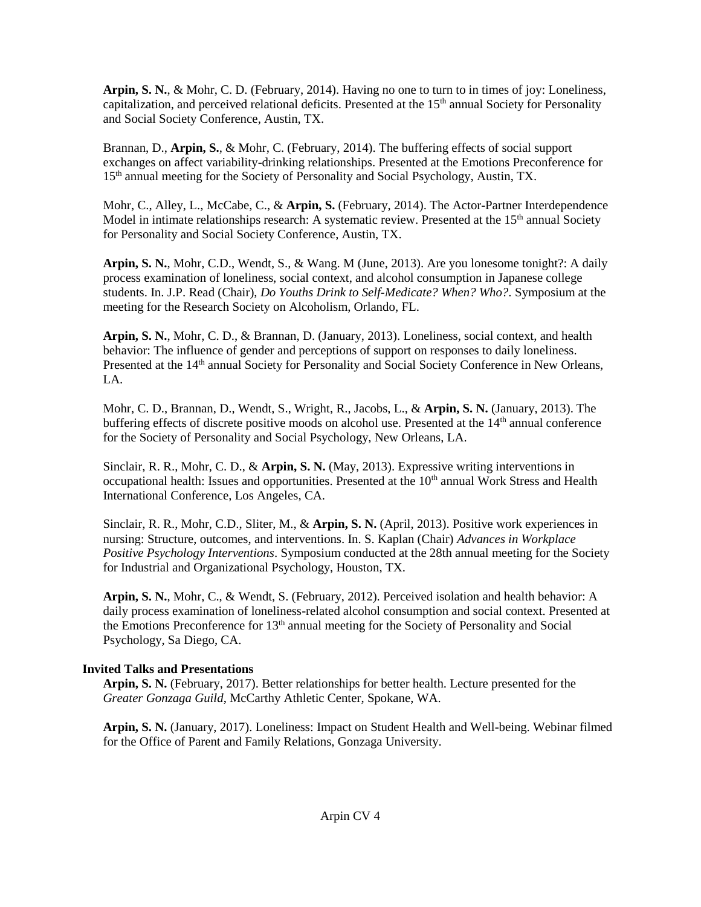**Arpin, S. N.**, & Mohr, C. D. (February, 2014). Having no one to turn to in times of joy: Loneliness, capitalization, and perceived relational deficits. Presented at the 15th annual Society for Personality and Social Society Conference, Austin, TX.

Brannan, D., **Arpin, S.**, & Mohr, C. (February, 2014). The buffering effects of social support exchanges on affect variability-drinking relationships. Presented at the Emotions Preconference for 15th annual meeting for the Society of Personality and Social Psychology, Austin, TX.

Mohr, C., Alley, L., McCabe, C., & **Arpin, S.** (February, 2014). The Actor-Partner Interdependence Model in intimate relationships research: A systematic review. Presented at the 15th annual Society for Personality and Social Society Conference, Austin, TX.

**Arpin, S. N.**, Mohr, C.D., Wendt, S., & Wang. M (June, 2013). Are you lonesome tonight?: A daily process examination of loneliness, social context, and alcohol consumption in Japanese college students. In. J.P. Read (Chair), *Do Youths Drink to Self-Medicate? When? Who?.* Symposium at the meeting for the Research Society on Alcoholism, Orlando, FL.

**Arpin, S. N.**, Mohr, C. D., & Brannan, D. (January, 2013). Loneliness, social context, and health behavior: The influence of gender and perceptions of support on responses to daily loneliness. Presented at the 14th annual Society for Personality and Social Society Conference in New Orleans, LA.

Mohr, C. D., Brannan, D., Wendt, S., Wright, R., Jacobs, L., & **Arpin, S. N.** (January, 2013). The buffering effects of discrete positive moods on alcohol use. Presented at the 14th annual conference for the Society of Personality and Social Psychology, New Orleans, LA.

Sinclair, R. R., Mohr, C. D., & **Arpin, S. N.** (May, 2013). Expressive writing interventions in occupational health: Issues and opportunities. Presented at the 10th annual Work Stress and Health International Conference, Los Angeles, CA.

Sinclair, R. R., Mohr, C.D., Sliter, M., & **Arpin, S. N.** (April, 2013). Positive work experiences in nursing: Structure, outcomes, and interventions. In. S. Kaplan (Chair) *Advances in Workplace Positive Psychology Interventions*. Symposium conducted at the 28th annual meeting for the Society for Industrial and Organizational Psychology, Houston, TX.

**Arpin, S. N.**, Mohr, C., & Wendt, S. (February, 2012). Perceived isolation and health behavior: A daily process examination of loneliness-related alcohol consumption and social context. Presented at the Emotions Preconference for 13th annual meeting for the Society of Personality and Social Psychology, Sa Diego, CA.

### Invited Talks and Presentations

**Arpin, S. N.** (February, 2017). Better relationships for better health. Lecture presented for the *Greater Gonzaga Guild*, McCarthy Athletic Center, Spokane, WA.

**Arpin, S. N.** (January, 2017). Loneliness: Impact on Student Health and Well-being. Webinar filmed for the Office of Parent and Family Relations, Gonzaga University.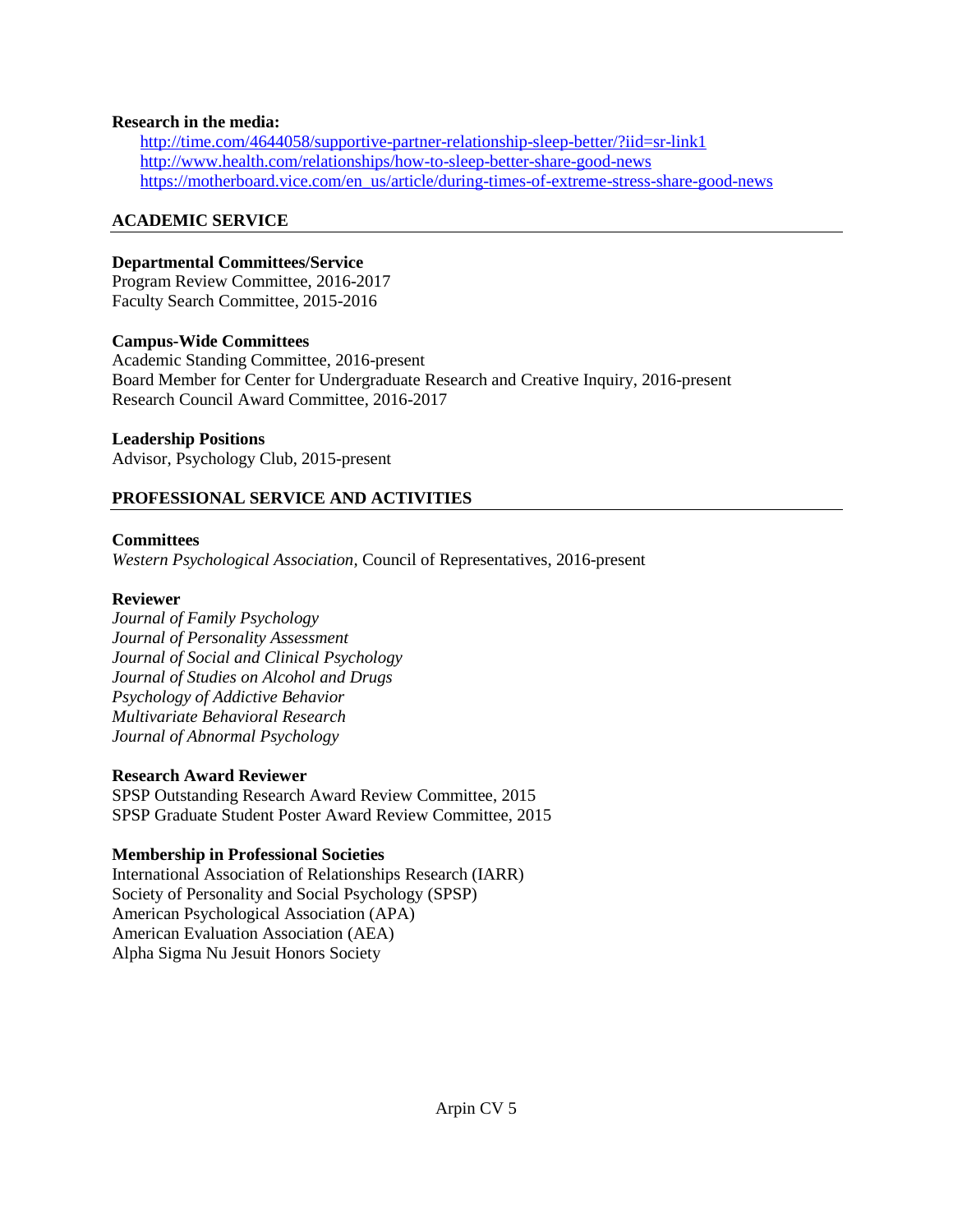**Research in the media:**

- http://time.com/4644058/supportive-partner-relationship-sleep-better/?iid=sr-link1
- http://www.health.com/relationships/how-to-sleep-better-share-good-news
- https://motherboard.vice.com/en_us/article/during-times-of-extreme-stress-share-good-news

## ACADEMIC SERVICE

**Departmental Committees/Service**

Program Review Committee, 2016-2017
Faculty Search Committee, 2015-2016

**Campus-Wide Committees**

Academic Standing Committee, 2016-present
Board Member for Center for Undergraduate Research and Creative Inquiry, 2016-present
Research Council Award Committee, 2016-2017

**Leadership Positions**

Advisor, Psychology Club, 2015-present

## PROFESSIONAL SERVICE AND ACTIVITIES

**Committees**

*Western Psychological Association,* Council of Representatives, 2016-present

**Reviewer**

*Journal of Family Psychology*
*Journal of Personality Assessment*
*Journal of Social and Clinical Psychology*
*Journal of Studies on Alcohol and Drugs*
*Psychology of Addictive Behavior*
*Multivariate Behavioral Research*
*Journal of Abnormal Psychology*

**Research Award Reviewer**

SPSP Outstanding Research Award Review Committee, 2015
SPSP Graduate Student Poster Award Review Committee, 2015

**Membership in Professional Societies**

International Association of Relationships Research (IARR)
Society of Personality and Social Psychology (SPSP)
American Psychological Association (APA)
American Evaluation Association (AEA)
Alpha Sigma Nu Jesuit Honors Society